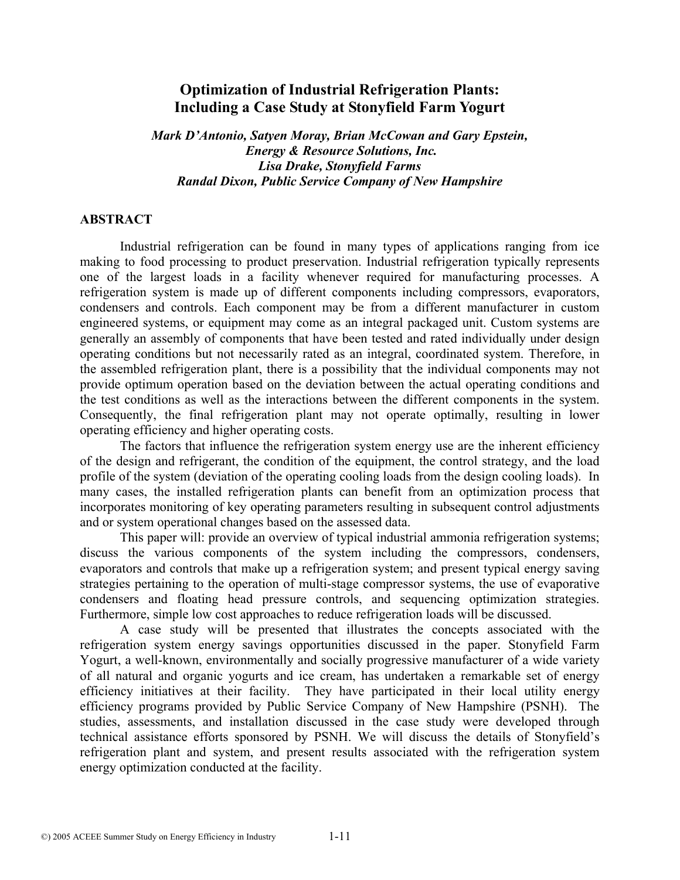# Optimization of Industrial Refrigeration Plants: Including a Case Study at Stonyfield Farm Yogurt

*Mark D'Antonio, Satyen Moray, Brian McCowan and Gary Epstein, Energy & Resource Solutions, Inc.*
*Lisa Drake, Stonyfield Farms*
*Randal Dixon, Public Service Company of New Hampshire*

## ABSTRACT

Industrial refrigeration can be found in many types of applications ranging from ice making to food processing to product preservation. Industrial refrigeration typically represents one of the largest loads in a facility whenever required for manufacturing processes. A refrigeration system is made up of different components including compressors, evaporators, condensers and controls. Each component may be from a different manufacturer in custom engineered systems, or equipment may come as an integral packaged unit. Custom systems are generally an assembly of components that have been tested and rated individually under design operating conditions but not necessarily rated as an integral, coordinated system. Therefore, in the assembled refrigeration plant, there is a possibility that the individual components may not provide optimum operation based on the deviation between the actual operating conditions and the test conditions as well as the interactions between the different components in the system. Consequently, the final refrigeration plant may not operate optimally, resulting in lower operating efficiency and higher operating costs.

The factors that influence the refrigeration system energy use are the inherent efficiency of the design and refrigerant, the condition of the equipment, the control strategy, and the load profile of the system (deviation of the operating cooling loads from the design cooling loads). In many cases, the installed refrigeration plants can benefit from an optimization process that incorporates monitoring of key operating parameters resulting in subsequent control adjustments and or system operational changes based on the assessed data.

This paper will: provide an overview of typical industrial ammonia refrigeration systems; discuss the various components of the system including the compressors, condensers, evaporators and controls that make up a refrigeration system; and present typical energy saving strategies pertaining to the operation of multi-stage compressor systems, the use of evaporative condensers and floating head pressure controls, and sequencing optimization strategies. Furthermore, simple low cost approaches to reduce refrigeration loads will be discussed.

A case study will be presented that illustrates the concepts associated with the refrigeration system energy savings opportunities discussed in the paper. Stonyfield Farm Yogurt, a well-known, environmentally and socially progressive manufacturer of a wide variety of all natural and organic yogurts and ice cream, has undertaken a remarkable set of energy efficiency initiatives at their facility. They have participated in their local utility energy efficiency programs provided by Public Service Company of New Hampshire (PSNH). The studies, assessments, and installation discussed in the case study were developed through technical assistance efforts sponsored by PSNH. We will discuss the details of Stonyfield's refrigeration plant and system, and present results associated with the refrigeration system energy optimization conducted at the facility.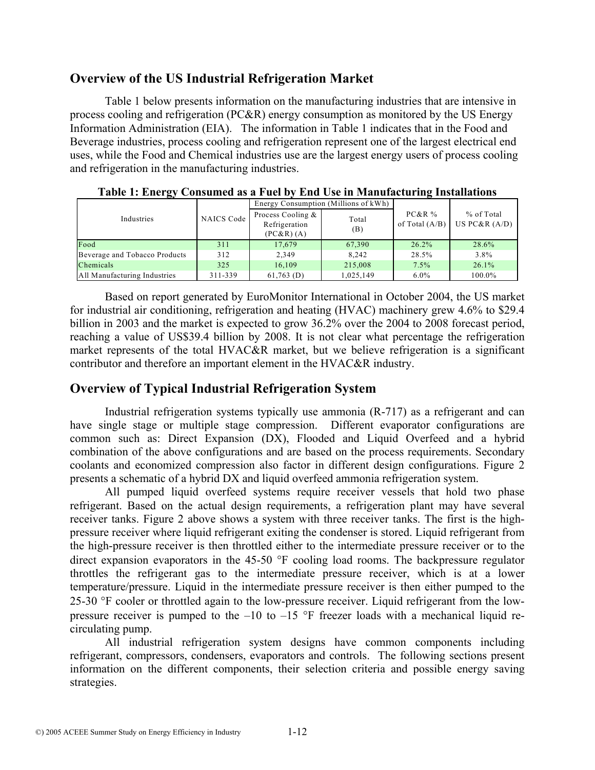## Overview of the US Industrial Refrigeration Market

Table 1 below presents information on the manufacturing industries that are intensive in process cooling and refrigeration (PC&R) energy consumption as monitored by the US Energy Information Administration (EIA). The information in Table 1 indicates that in the Food and Beverage industries, process cooling and refrigeration represent one of the largest electrical end uses, while the Food and Chemical industries use are the largest energy users of process cooling and refrigeration in the manufacturing industries.

**Table 1: Energy Consumed as a Fuel by End Use in Manufacturing Installations**

| Industries | NAICS Code | Energy Consumption (Millions of kWh) | | PC&R % of Total (A/B) | % of Total US PC&R (A/D) |
|---|---|---|---|---|---|
| | | Process Cooling & Refrigeration (PC&R) (A) | Total (B) | | |
| Food | 311 | 17,679 | 67,390 | 26.2% | 28.6% |
| Beverage and Tobacco Products | 312 | 2,349 | 8,242 | 28.5% | 3.8% |
| Chemicals | 325 | 16,109 | 215,008 | 7.5% | 26.1% |
| All Manufacturing Industries | 311-339 | 61,763 (D) | 1,025,149 | 6.0% | 100.0% |

Based on report generated by EuroMonitor International in October 2004, the US market for industrial air conditioning, refrigeration and heating (HVAC) machinery grew 4.6% to $29.4 billion in 2003 and the market is expected to grow 36.2% over the 2004 to 2008 forecast period, reaching a value of US$39.4 billion by 2008. It is not clear what percentage the refrigeration market represents of the total HVAC&R market, but we believe refrigeration is a significant contributor and therefore an important element in the HVAC&R industry.

## Overview of Typical Industrial Refrigeration System

Industrial refrigeration systems typically use ammonia (R-717) as a refrigerant and can have single stage or multiple stage compression. Different evaporator configurations are common such as: Direct Expansion (DX), Flooded and Liquid Overfeed and a hybrid combination of the above configurations and are based on the process requirements. Secondary coolants and economized compression also factor in different design configurations. Figure 2 presents a schematic of a hybrid DX and liquid overfeed ammonia refrigeration system.

All pumped liquid overfeed systems require receiver vessels that hold two phase refrigerant. Based on the actual design requirements, a refrigeration plant may have several receiver tanks. Figure 2 above shows a system with three receiver tanks. The first is the high-pressure receiver where liquid refrigerant exiting the condenser is stored. Liquid refrigerant from the high-pressure receiver is then throttled either to the intermediate pressure receiver or to the direct expansion evaporators in the 45-50 °F cooling load rooms. The backpressure regulator throttles the refrigerant gas to the intermediate pressure receiver, which is at a lower temperature/pressure. Liquid in the intermediate pressure receiver is then either pumped to the 25-30 °F cooler or throttled again to the low-pressure receiver. Liquid refrigerant from the low-pressure receiver is pumped to the –10 to –15 °F freezer loads with a mechanical liquid re-circulating pump.

All industrial refrigeration system designs have common components including refrigerant, compressors, condensers, evaporators and controls. The following sections present information on the different components, their selection criteria and possible energy saving strategies.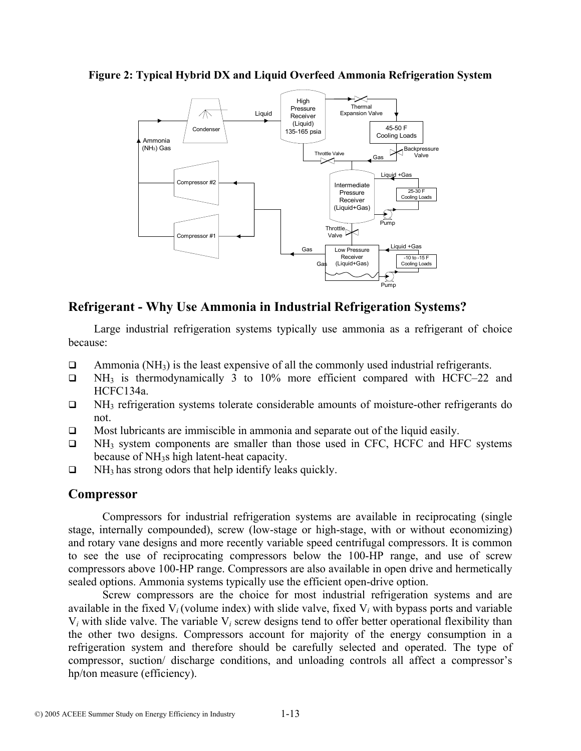**Figure 2: Typical Hybrid DX and Liquid Overfeed Ammonia Refrigeration System**

## Refrigerant - Why Use Ammonia in Industrial Refrigeration Systems?

Large industrial refrigeration systems typically use ammonia as a refrigerant of choice because:

- Ammonia ($NH_3$) is the least expensive of all the commonly used industrial refrigerants.
- $NH_3$ is thermodynamically 3 to 10% more efficient compared with HCFC–22 and HCFC134a.
- $NH_3$ refrigeration systems tolerate considerable amounts of moisture-other refrigerants do not.
- Most lubricants are immiscible in ammonia and separate out of the liquid easily.
- $NH_3$ system components are smaller than those used in CFC, HCFC and HFC systems because of $NH_3$s high latent-heat capacity.
- $NH_3$ has strong odors that help identify leaks quickly.

## Compressor

Compressors for industrial refrigeration systems are available in reciprocating (single stage, internally compounded), screw (low-stage or high-stage, with or without economizing) and rotary vane designs and more recently variable speed centrifugal compressors. It is common to see the use of reciprocating compressors below the 100-HP range, and use of screw compressors above 100-HP range. Compressors are also available in open drive and hermetically sealed options. Ammonia systems typically use the efficient open-drive option.

Screw compressors are the choice for most industrial refrigeration systems and are available in the fixed $V_i$ (volume index) with slide valve, fixed $V_i$ with bypass ports and variable $V_i$ with slide valve. The variable $V_i$ screw designs tend to offer better operational flexibility than the other two designs. Compressors account for majority of the energy consumption in a refrigeration system and therefore should be carefully selected and operated. The type of compressor, suction/ discharge conditions, and unloading controls all affect a compressor's hp/ton measure (efficiency).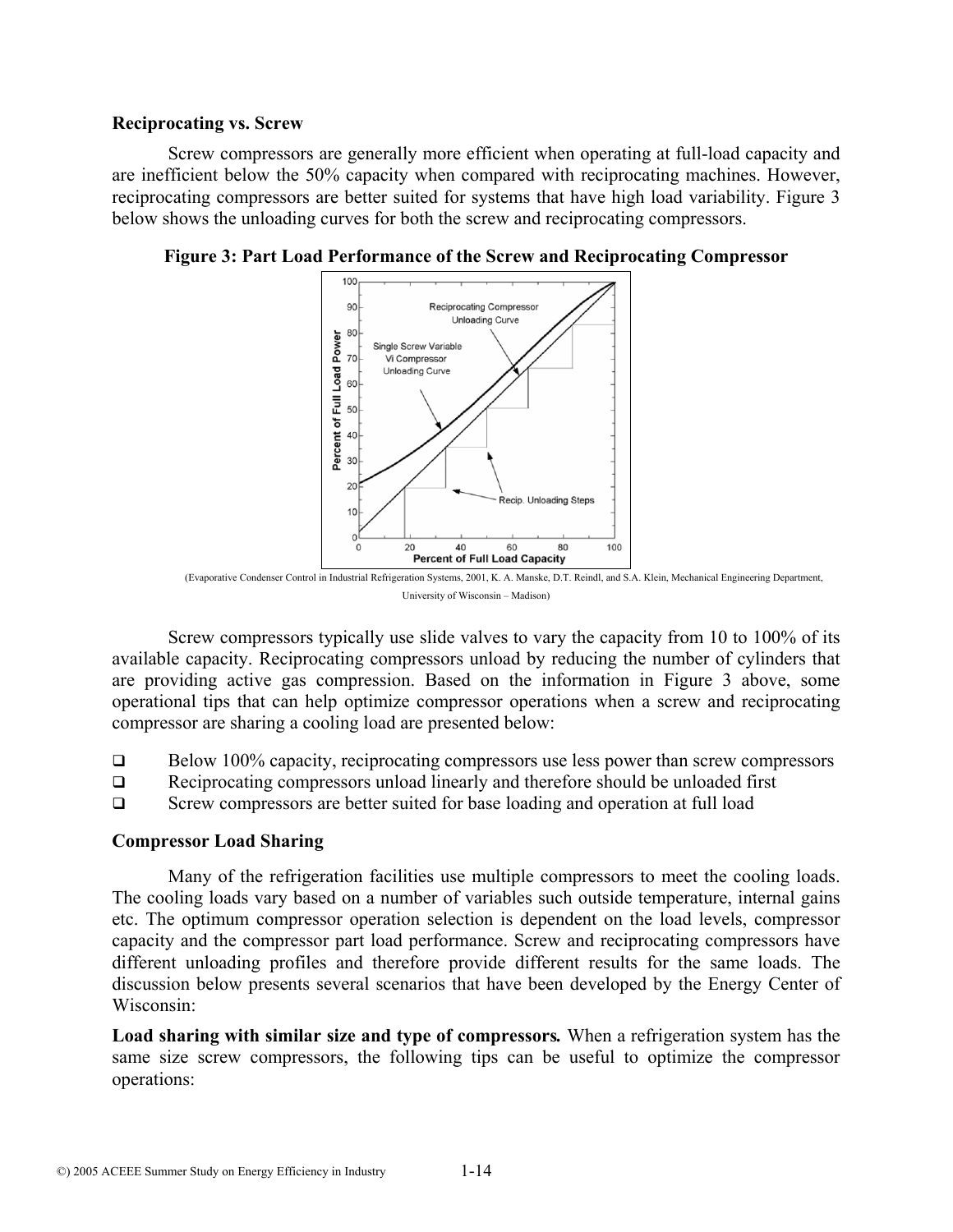**Reciprocating vs. Screw**

Screw compressors are generally more efficient when operating at full-load capacity and are inefficient below the 50% capacity when compared with reciprocating machines. However, reciprocating compressors are better suited for systems that have high load variability. Figure 3 below shows the unloading curves for both the screw and reciprocating compressors.

**Figure 3: Part Load Performance of the Screw and Reciprocating Compressor**

(Evaporative Condenser Control in Industrial Refrigeration Systems, 2001, K. A. Manske, D.T. Reindl, and S.A. Klein, Mechanical Engineering Department, University of Wisconsin – Madison)

Screw compressors typically use slide valves to vary the capacity from 10 to 100% of its available capacity. Reciprocating compressors unload by reducing the number of cylinders that are providing active gas compression. Based on the information in Figure 3 above, some operational tips that can help optimize compressor operations when a screw and reciprocating compressor are sharing a cooling load are presented below:

- Below 100% capacity, reciprocating compressors use less power than screw compressors
- Reciprocating compressors unload linearly and therefore should be unloaded first
- Screw compressors are better suited for base loading and operation at full load

**Compressor Load Sharing**

Many of the refrigeration facilities use multiple compressors to meet the cooling loads. The cooling loads vary based on a number of variables such outside temperature, internal gains etc. The optimum compressor operation selection is dependent on the load levels, compressor capacity and the compressor part load performance. Screw and reciprocating compressors have different unloading profiles and therefore provide different results for the same loads. The discussion below presents several scenarios that have been developed by the Energy Center of Wisconsin:

**Load sharing with similar size and type of compressors*.*** When a refrigeration system has the same size screw compressors, the following tips can be useful to optimize the compressor operations: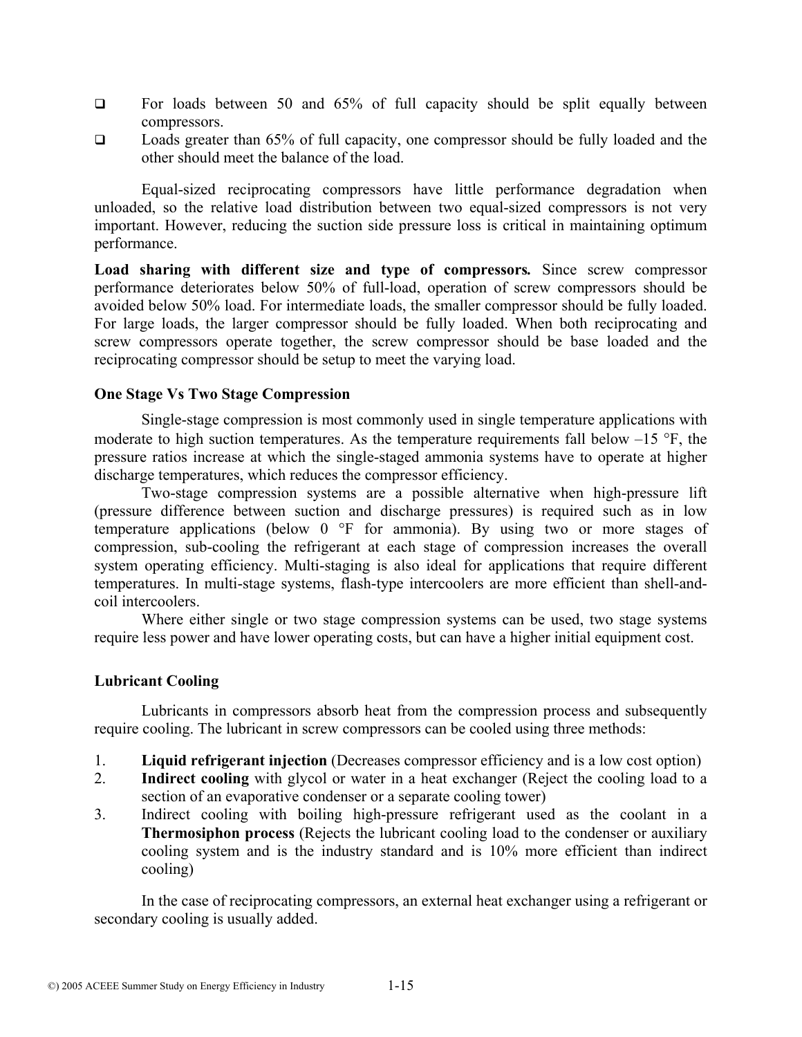- For loads between 50 and 65% of full capacity should be split equally between compressors.
- Loads greater than 65% of full capacity, one compressor should be fully loaded and the other should meet the balance of the load.

Equal-sized reciprocating compressors have little performance degradation when unloaded, so the relative load distribution between two equal-sized compressors is not very important. However, reducing the suction side pressure loss is critical in maintaining optimum performance.

**Load sharing with different size and type of compressors.** Since screw compressor performance deteriorates below 50% of full-load, operation of screw compressors should be avoided below 50% load. For intermediate loads, the smaller compressor should be fully loaded. For large loads, the larger compressor should be fully loaded. When both reciprocating and screw compressors operate together, the screw compressor should be base loaded and the reciprocating compressor should be setup to meet the varying load.

### One Stage Vs Two Stage Compression

Single-stage compression is most commonly used in single temperature applications with moderate to high suction temperatures. As the temperature requirements fall below –15 °F, the pressure ratios increase at which the single-staged ammonia systems have to operate at higher discharge temperatures, which reduces the compressor efficiency.

Two-stage compression systems are a possible alternative when high-pressure lift (pressure difference between suction and discharge pressures) is required such as in low temperature applications (below 0 °F for ammonia). By using two or more stages of compression, sub-cooling the refrigerant at each stage of compression increases the overall system operating efficiency. Multi-staging is also ideal for applications that require different temperatures. In multi-stage systems, flash-type intercoolers are more efficient than shell-and-coil intercoolers.

Where either single or two stage compression systems can be used, two stage systems require less power and have lower operating costs, but can have a higher initial equipment cost.

### Lubricant Cooling

Lubricants in compressors absorb heat from the compression process and subsequently require cooling. The lubricant in screw compressors can be cooled using three methods:

1. **Liquid refrigerant injection** (Decreases compressor efficiency and is a low cost option)
2. **Indirect cooling** with glycol or water in a heat exchanger (Reject the cooling load to a section of an evaporative condenser or a separate cooling tower)
3. Indirect cooling with boiling high-pressure refrigerant used as the coolant in a **Thermosiphon process** (Rejects the lubricant cooling load to the condenser or auxiliary cooling system and is the industry standard and is 10% more efficient than indirect cooling)

In the case of reciprocating compressors, an external heat exchanger using a refrigerant or secondary cooling is usually added.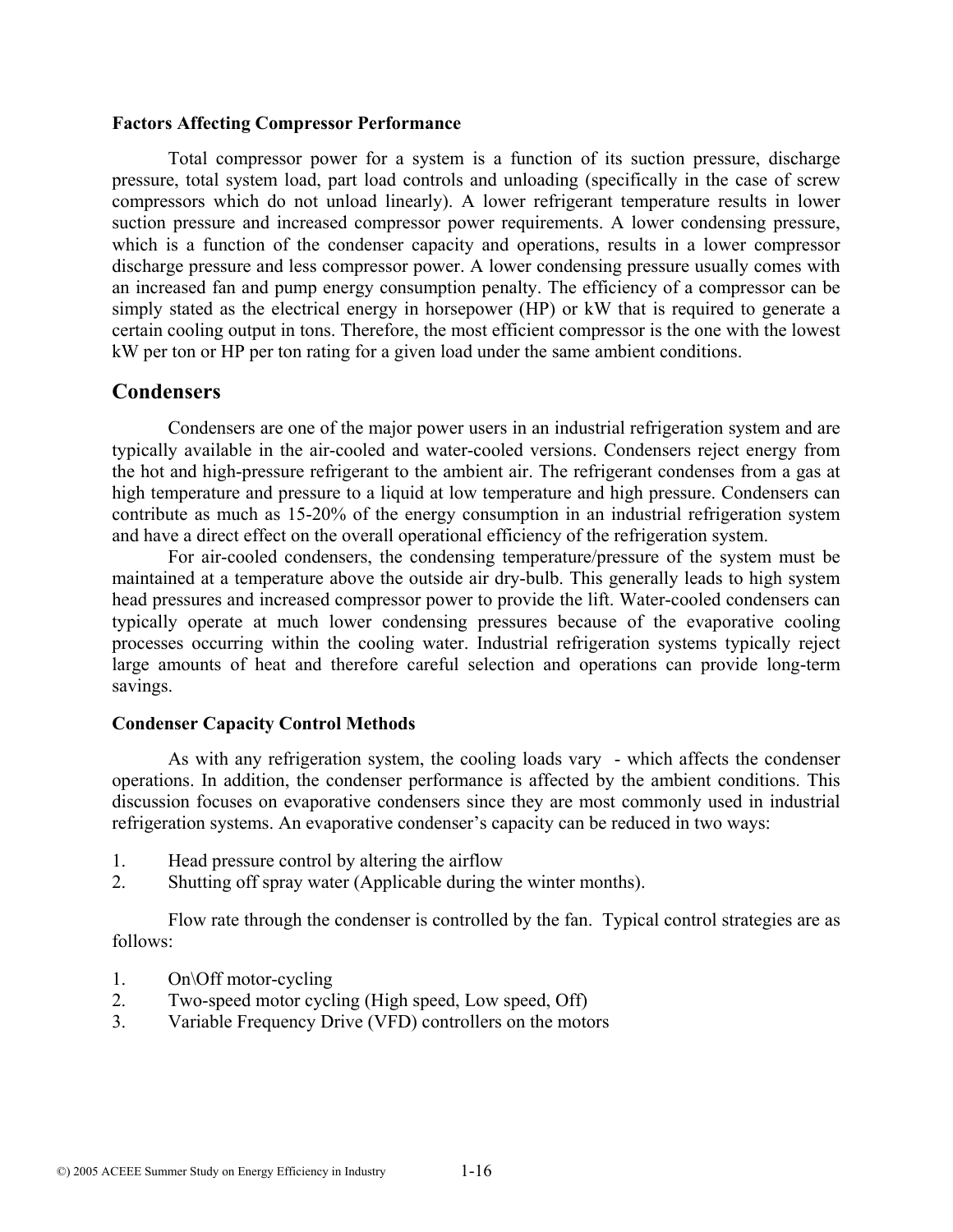**Factors Affecting Compressor Performance**

Total compressor power for a system is a function of its suction pressure, discharge pressure, total system load, part load controls and unloading (specifically in the case of screw compressors which do not unload linearly). A lower refrigerant temperature results in lower suction pressure and increased compressor power requirements. A lower condensing pressure, which is a function of the condenser capacity and operations, results in a lower compressor discharge pressure and less compressor power. A lower condensing pressure usually comes with an increased fan and pump energy consumption penalty. The efficiency of a compressor can be simply stated as the electrical energy in horsepower (HP) or kW that is required to generate a certain cooling output in tons. Therefore, the most efficient compressor is the one with the lowest kW per ton or HP per ton rating for a given load under the same ambient conditions.

## Condensers

Condensers are one of the major power users in an industrial refrigeration system and are typically available in the air-cooled and water-cooled versions. Condensers reject energy from the hot and high-pressure refrigerant to the ambient air. The refrigerant condenses from a gas at high temperature and pressure to a liquid at low temperature and high pressure. Condensers can contribute as much as 15-20% of the energy consumption in an industrial refrigeration system and have a direct effect on the overall operational efficiency of the refrigeration system.

For air-cooled condensers, the condensing temperature/pressure of the system must be maintained at a temperature above the outside air dry-bulb. This generally leads to high system head pressures and increased compressor power to provide the lift. Water-cooled condensers can typically operate at much lower condensing pressures because of the evaporative cooling processes occurring within the cooling water. Industrial refrigeration systems typically reject large amounts of heat and therefore careful selection and operations can provide long-term savings.

**Condenser Capacity Control Methods**

As with any refrigeration system, the cooling loads vary - which affects the condenser operations. In addition, the condenser performance is affected by the ambient conditions. This discussion focuses on evaporative condensers since they are most commonly used in industrial refrigeration systems. An evaporative condenser's capacity can be reduced in two ways:

1. Head pressure control by altering the airflow
2. Shutting off spray water (Applicable during the winter months).

Flow rate through the condenser is controlled by the fan. Typical control strategies are as follows:

1. On\Off motor-cycling
2. Two-speed motor cycling (High speed, Low speed, Off)
3. Variable Frequency Drive (VFD) controllers on the motors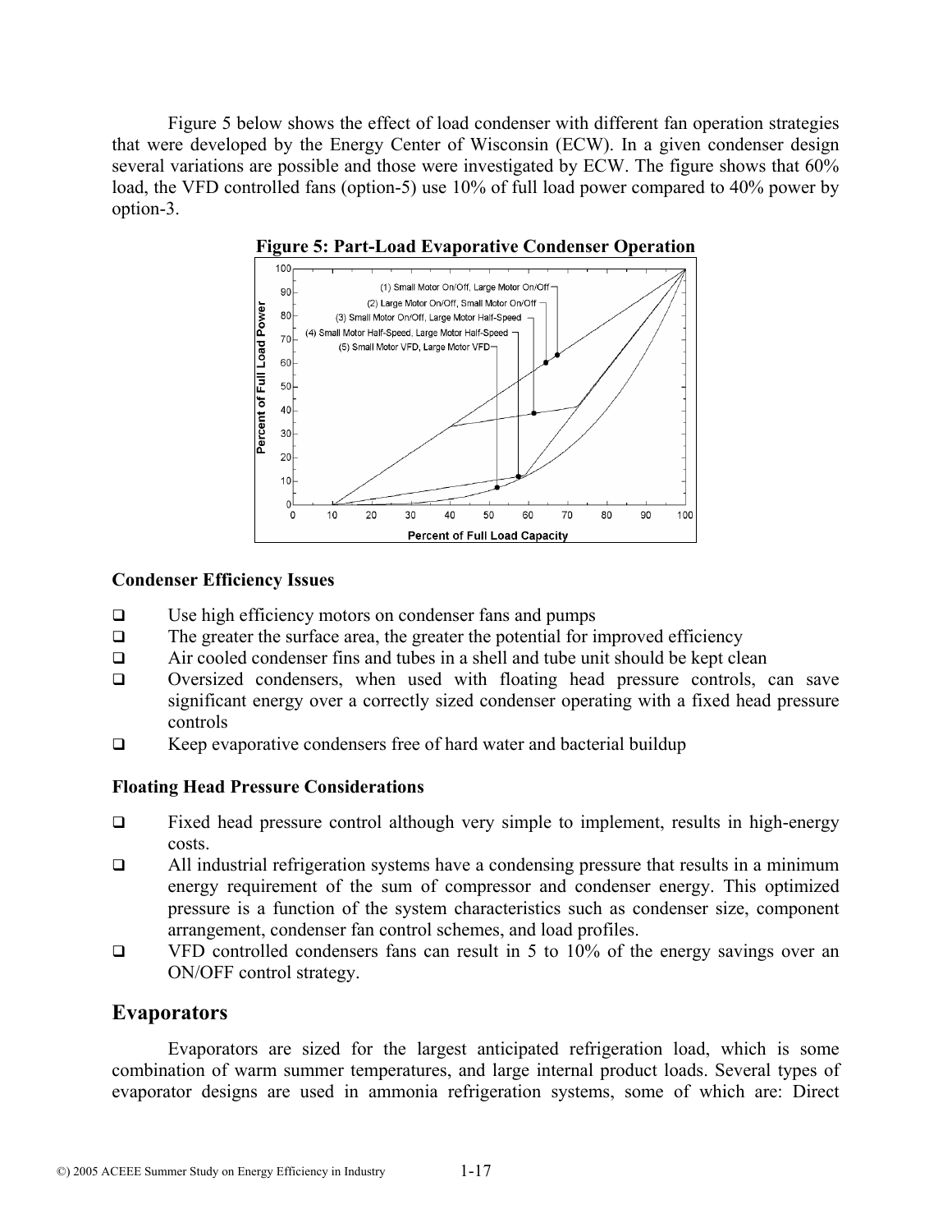Figure 5 below shows the effect of load condenser with different fan operation strategies that were developed by the Energy Center of Wisconsin (ECW). In a given condenser design several variations are possible and those were investigated by ECW. The figure shows that 60% load, the VFD controlled fans (option-5) use 10% of full load power compared to 40% power by option-3.

**Figure 5: Part-Load Evaporative Condenser Operation**

### Condenser Efficiency Issues

- Use high efficiency motors on condenser fans and pumps
- The greater the surface area, the greater the potential for improved efficiency
- Air cooled condenser fins and tubes in a shell and tube unit should be kept clean
- Oversized condensers, when used with floating head pressure controls, can save significant energy over a correctly sized condenser operating with a fixed head pressure controls
- Keep evaporative condensers free of hard water and bacterial buildup

### Floating Head Pressure Considerations

- Fixed head pressure control although very simple to implement, results in high-energy costs.
- All industrial refrigeration systems have a condensing pressure that results in a minimum energy requirement of the sum of compressor and condenser energy. This optimized pressure is a function of the system characteristics such as condenser size, component arrangement, condenser fan control schemes, and load profiles.
- VFD controlled condensers fans can result in 5 to 10% of the energy savings over an ON/OFF control strategy.

## Evaporators

Evaporators are sized for the largest anticipated refrigeration load, which is some combination of warm summer temperatures, and large internal product loads. Several types of evaporator designs are used in ammonia refrigeration systems, some of which are: Direct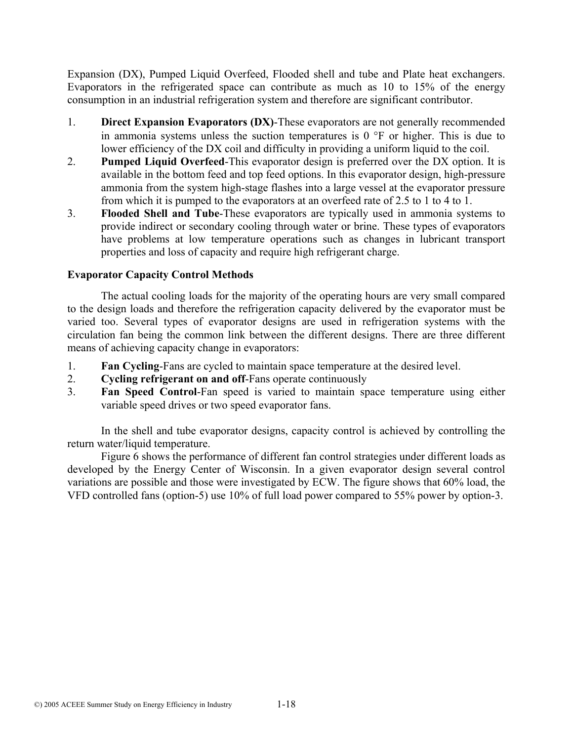Expansion (DX), Pumped Liquid Overfeed, Flooded shell and tube and Plate heat exchangers. Evaporators in the refrigerated space can contribute as much as 10 to 15% of the energy consumption in an industrial refrigeration system and therefore are significant contributor.

1. **Direct Expansion Evaporators (DX)**-These evaporators are not generally recommended in ammonia systems unless the suction temperatures is 0 °F or higher. This is due to lower efficiency of the DX coil and difficulty in providing a uniform liquid to the coil.
2. **Pumped Liquid Overfeed**-This evaporator design is preferred over the DX option. It is available in the bottom feed and top feed options. In this evaporator design, high-pressure ammonia from the system high-stage flashes into a large vessel at the evaporator pressure from which it is pumped to the evaporators at an overfeed rate of 2.5 to 1 to 4 to 1.
3. **Flooded Shell and Tube**-These evaporators are typically used in ammonia systems to provide indirect or secondary cooling through water or brine. These types of evaporators have problems at low temperature operations such as changes in lubricant transport properties and loss of capacity and require high refrigerant charge.

**Evaporator Capacity Control Methods**

The actual cooling loads for the majority of the operating hours are very small compared to the design loads and therefore the refrigeration capacity delivered by the evaporator must be varied too. Several types of evaporator designs are used in refrigeration systems with the circulation fan being the common link between the different designs. There are three different means of achieving capacity change in evaporators:

1. **Fan Cycling**-Fans are cycled to maintain space temperature at the desired level.
2. **Cycling refrigerant on and off**-Fans operate continuously
3. **Fan Speed Control**-Fan speed is varied to maintain space temperature using either variable speed drives or two speed evaporator fans.

In the shell and tube evaporator designs, capacity control is achieved by controlling the return water/liquid temperature.

Figure 6 shows the performance of different fan control strategies under different loads as developed by the Energy Center of Wisconsin. In a given evaporator design several control variations are possible and those were investigated by ECW. The figure shows that 60% load, the VFD controlled fans (option-5) use 10% of full load power compared to 55% power by option-3.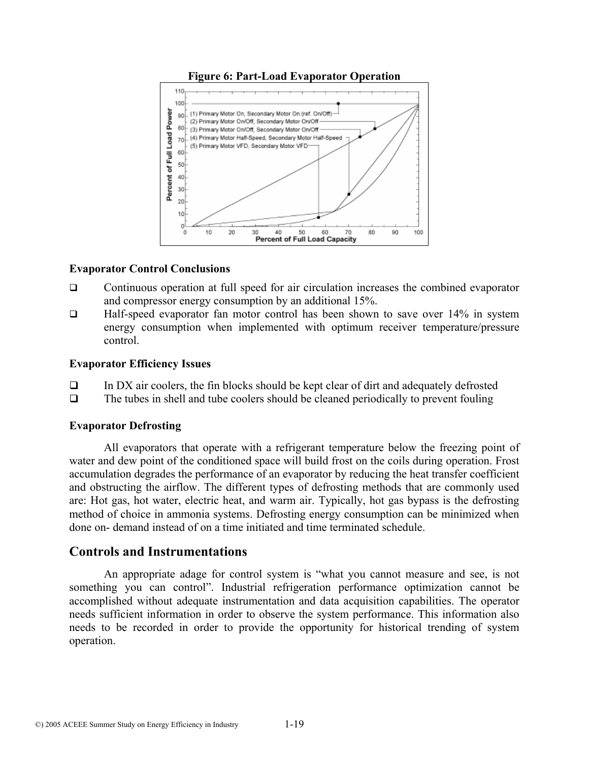**Figure 6: Part-Load Evaporator Operation**

**Evaporator Control Conclusions**

- Continuous operation at full speed for air circulation increases the combined evaporator and compressor energy consumption by an additional 15%.
- Half-speed evaporator fan motor control has been shown to save over 14% in system energy consumption when implemented with optimum receiver temperature/pressure control.

**Evaporator Efficiency Issues**

- In DX air coolers, the fin blocks should be kept clear of dirt and adequately defrosted
- The tubes in shell and tube coolers should be cleaned periodically to prevent fouling

**Evaporator Defrosting**

All evaporators that operate with a refrigerant temperature below the freezing point of water and dew point of the conditioned space will build frost on the coils during operation. Frost accumulation degrades the performance of an evaporator by reducing the heat transfer coefficient and obstructing the airflow. The different types of defrosting methods that are commonly used are: Hot gas, hot water, electric heat, and warm air. Typically, hot gas bypass is the defrosting method of choice in ammonia systems. Defrosting energy consumption can be minimized when done on- demand instead of on a time initiated and time terminated schedule.

## Controls and Instrumentations

An appropriate adage for control system is "what you cannot measure and see, is not something you can control". Industrial refrigeration performance optimization cannot be accomplished without adequate instrumentation and data acquisition capabilities. The operator needs sufficient information in order to observe the system performance. This information also needs to be recorded in order to provide the opportunity for historical trending of system operation.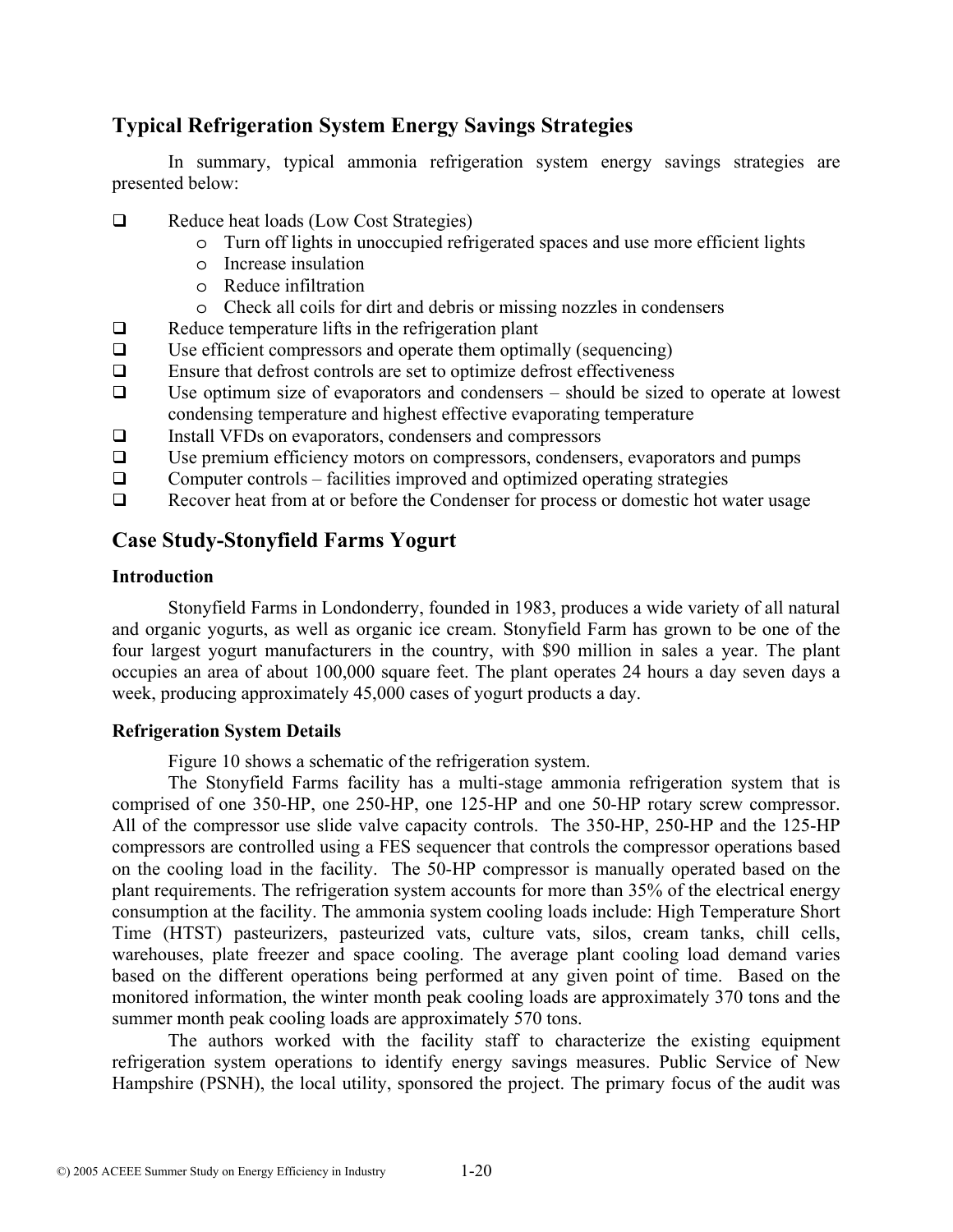## Typical Refrigeration System Energy Savings Strategies

In summary, typical ammonia refrigeration system energy savings strategies are presented below:

- Reduce heat loads (Low Cost Strategies)
  - Turn off lights in unoccupied refrigerated spaces and use more efficient lights
  - Increase insulation
  - Reduce infiltration
  - Check all coils for dirt and debris or missing nozzles in condensers
- Reduce temperature lifts in the refrigeration plant
- Use efficient compressors and operate them optimally (sequencing)
- Ensure that defrost controls are set to optimize defrost effectiveness
- Use optimum size of evaporators and condensers – should be sized to operate at lowest condensing temperature and highest effective evaporating temperature
- Install VFDs on evaporators, condensers and compressors
- Use premium efficiency motors on compressors, condensers, evaporators and pumps
- Computer controls – facilities improved and optimized operating strategies
- Recover heat from at or before the Condenser for process or domestic hot water usage

## Case Study-Stonyfield Farms Yogurt

### Introduction

Stonyfield Farms in Londonderry, founded in 1983, produces a wide variety of all natural and organic yogurts, as well as organic ice cream. Stonyfield Farm has grown to be one of the four largest yogurt manufacturers in the country, with $90 million in sales a year. The plant occupies an area of about 100,000 square feet. The plant operates 24 hours a day seven days a week, producing approximately 45,000 cases of yogurt products a day.

### Refrigeration System Details

Figure 10 shows a schematic of the refrigeration system.

The Stonyfield Farms facility has a multi-stage ammonia refrigeration system that is comprised of one 350-HP, one 250-HP, one 125-HP and one 50-HP rotary screw compressor. All of the compressor use slide valve capacity controls. The 350-HP, 250-HP and the 125-HP compressors are controlled using a FES sequencer that controls the compressor operations based on the cooling load in the facility. The 50-HP compressor is manually operated based on the plant requirements. The refrigeration system accounts for more than 35% of the electrical energy consumption at the facility. The ammonia system cooling loads include: High Temperature Short Time (HTST) pasteurizers, pasteurized vats, culture vats, silos, cream tanks, chill cells, warehouses, plate freezer and space cooling. The average plant cooling load demand varies based on the different operations being performed at any given point of time. Based on the monitored information, the winter month peak cooling loads are approximately 370 tons and the summer month peak cooling loads are approximately 570 tons.

The authors worked with the facility staff to characterize the existing equipment refrigeration system operations to identify energy savings measures. Public Service of New Hampshire (PSNH), the local utility, sponsored the project. The primary focus of the audit was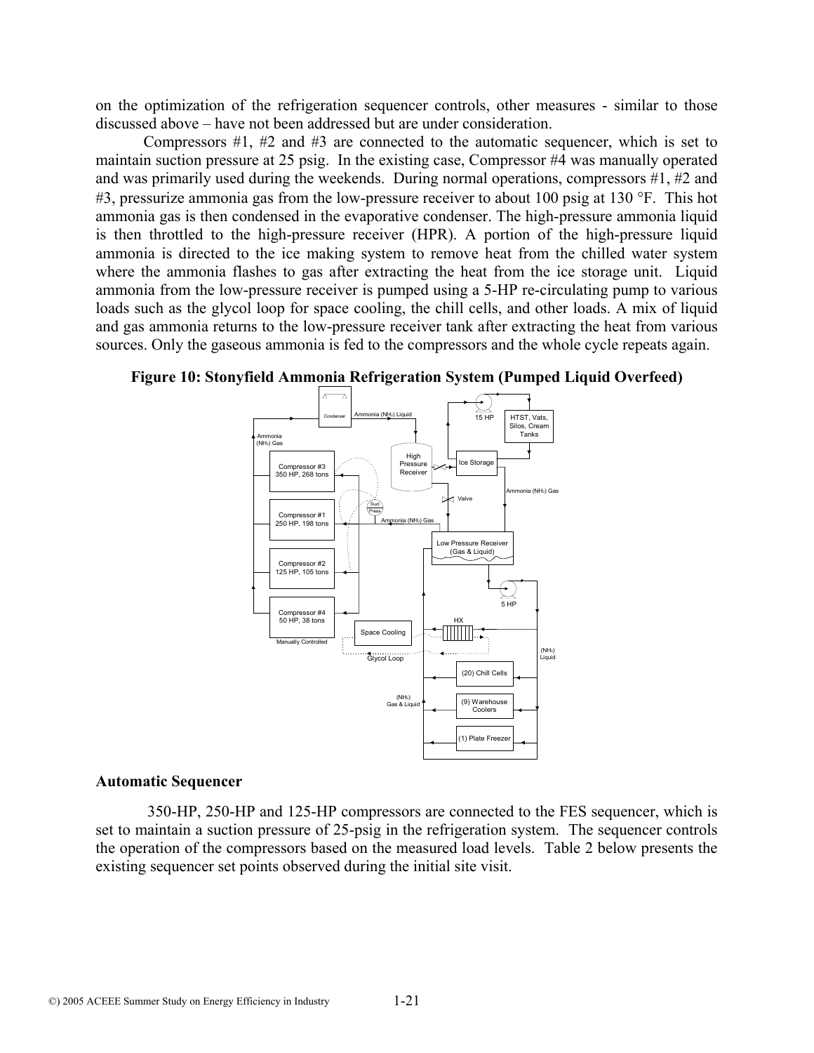on the optimization of the refrigeration sequencer controls, other measures - similar to those discussed above – have not been addressed but are under consideration.

Compressors #1, #2 and #3 are connected to the automatic sequencer, which is set to maintain suction pressure at 25 psig. In the existing case, Compressor #4 was manually operated and was primarily used during the weekends. During normal operations, compressors #1, #2 and #3, pressurize ammonia gas from the low-pressure receiver to about 100 psig at 130 °F. This hot ammonia gas is then condensed in the evaporative condenser. The high-pressure ammonia liquid is then throttled to the high-pressure receiver (HPR). A portion of the high-pressure liquid ammonia is directed to the ice making system to remove heat from the chilled water system where the ammonia flashes to gas after extracting the heat from the ice storage unit. Liquid ammonia from the low-pressure receiver is pumped using a 5-HP re-circulating pump to various loads such as the glycol loop for space cooling, the chill cells, and other loads. A mix of liquid and gas ammonia returns to the low-pressure receiver tank after extracting the heat from various sources. Only the gaseous ammonia is fed to the compressors and the whole cycle repeats again.

**Figure 10: Stonyfield Ammonia Refrigeration System (Pumped Liquid Overfeed)**

### Automatic Sequencer

350-HP, 250-HP and 125-HP compressors are connected to the FES sequencer, which is set to maintain a suction pressure of 25-psig in the refrigeration system. The sequencer controls the operation of the compressors based on the measured load levels. Table 2 below presents the existing sequencer set points observed during the initial site visit.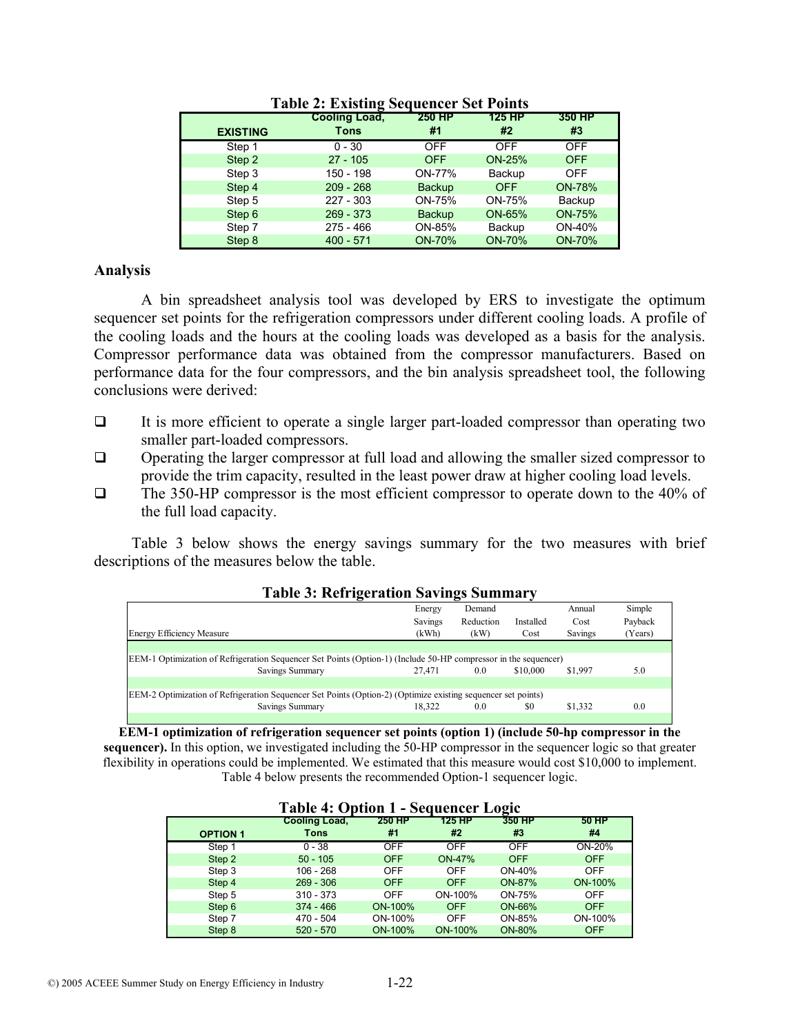**Table 2: Existing Sequencer Set Points**

| EXISTING | Cooling Load, Tons | 250 HP #1 | 125 HP #2 | 350 HP #3 |
|---|---|---|---|---|
| Step 1 | 0 - 30 | OFF | OFF | OFF |
| Step 2 | 27 - 105 | OFF | ON-25% | OFF |
| Step 3 | 150 - 198 | ON-77% | Backup | OFF |
| Step 4 | 209 - 268 | Backup | OFF | ON-78% |
| Step 5 | 227 - 303 | ON-75% | ON-75% | Backup |
| Step 6 | 269 - 373 | Backup | ON-65% | ON-75% |
| Step 7 | 275 - 466 | ON-85% | Backup | ON-40% |
| Step 8 | 400 - 571 | ON-70% | ON-70% | ON-70% |

## Analysis

A bin spreadsheet analysis tool was developed by ERS to investigate the optimum sequencer set points for the refrigeration compressors under different cooling loads. A profile of the cooling loads and the hours at the cooling loads was developed as a basis for the analysis. Compressor performance data was obtained from the compressor manufacturers. Based on performance data for the four compressors, and the bin analysis spreadsheet tool, the following conclusions were derived:

- It is more efficient to operate a single larger part-loaded compressor than operating two smaller part-loaded compressors.
- Operating the larger compressor at full load and allowing the smaller sized compressor to provide the trim capacity, resulted in the least power draw at higher cooling load levels.
- The 350-HP compressor is the most efficient compressor to operate down to the 40% of the full load capacity.

Table 3 below shows the energy savings summary for the two measures with brief descriptions of the measures below the table.

**Table 3: Refrigeration Savings Summary**

| Energy Efficiency Measure | Energy Savings (kWh) | Demand Reduction (kW) | Installed Cost | Annual Cost Savings | Simple Payback (Years) |
|---|---|---|---|---|---|
| EEM-1 Optimization of Refrigeration Sequencer Set Points (Option-1) (Include 50-HP compressor in the sequencer) | | | | | |
| Savings Summary | 27,471 | 0.0 | $10,000 | $1,997 | 5.0 |
| EEM-2 Optimization of Refrigeration Sequencer Set Points (Option-2) (Optimize existing sequencer set points) | | | | | |
| Savings Summary | 18,322 | 0.0 | $0 | $1,332 | 0.0 |

**EEM-1 optimization of refrigeration sequencer set points (option 1) (include 50-hp compressor in the sequencer).** In this option, we investigated including the 50-HP compressor in the sequencer logic so that greater flexibility in operations could be implemented. We estimated that this measure would cost $10,000 to implement. Table 4 below presents the recommended Option-1 sequencer logic.

**Table 4: Option 1 - Sequencer Logic**

| OPTION 1 | Cooling Load, Tons | 250 HP #1 | 125 HP #2 | 350 HP #3 | 50 HP #4 |
|---|---|---|---|---|---|
| Step 1 | 0 - 38 | OFF | OFF | OFF | ON-20% |
| Step 2 | 50 - 105 | OFF | ON-47% | OFF | OFF |
| Step 3 | 106 - 268 | OFF | OFF | ON-40% | OFF |
| Step 4 | 269 - 306 | OFF | OFF | ON-87% | ON-100% |
| Step 5 | 310 - 373 | OFF | ON-100% | ON-75% | OFF |
| Step 6 | 374 - 466 | ON-100% | OFF | ON-66% | OFF |
| Step 7 | 470 - 504 | ON-100% | OFF | ON-85% | ON-100% |
| Step 8 | 520 - 570 | ON-100% | ON-100% | ON-80% | OFF |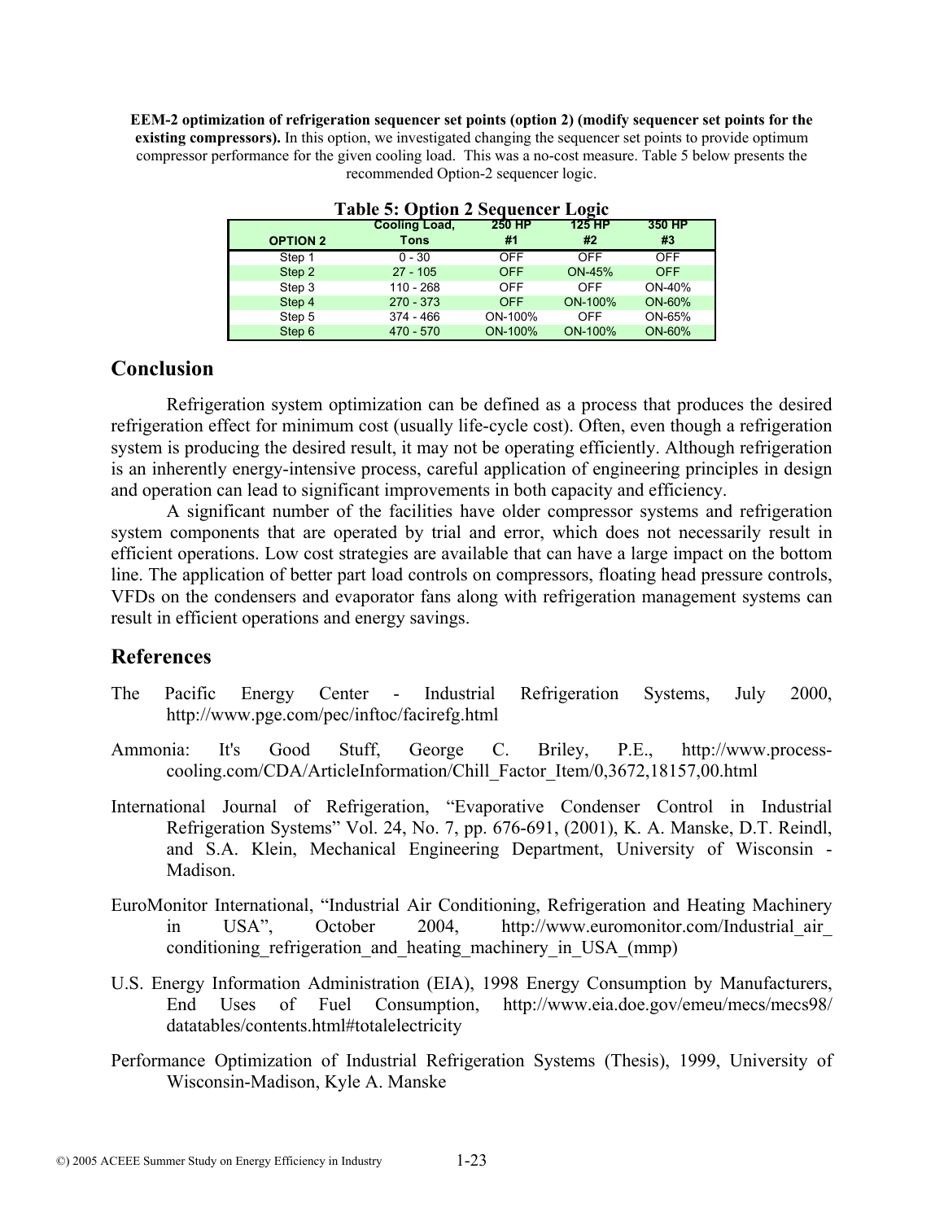**EEM-2 optimization of refrigeration sequencer set points (option 2) (modify sequencer set points for the existing compressors).** In this option, we investigated changing the sequencer set points to provide optimum compressor performance for the given cooling load. This was a no-cost measure. Table 5 below presents the recommended Option-2 sequencer logic.

**Table 5: Option 2 Sequencer Logic**

| OPTION 2 | Cooling Load, Tons | 250 HP #1 | 125 HP #2 | 350 HP #3 |
|---|---|---|---|---|
| Step 1 | 0 - 30 | OFF | OFF | OFF |
| Step 2 | 27 - 105 | OFF | ON-45% | OFF |
| Step 3 | 110 - 268 | OFF | OFF | ON-40% |
| Step 4 | 270 - 373 | OFF | ON-100% | ON-60% |
| Step 5 | 374 - 466 | ON-100% | OFF | ON-65% |
| Step 6 | 470 - 570 | ON-100% | ON-100% | ON-60% |

## Conclusion

Refrigeration system optimization can be defined as a process that produces the desired refrigeration effect for minimum cost (usually life-cycle cost). Often, even though a refrigeration system is producing the desired result, it may not be operating efficiently. Although refrigeration is an inherently energy-intensive process, careful application of engineering principles in design and operation can lead to significant improvements in both capacity and efficiency.

A significant number of the facilities have older compressor systems and refrigeration system components that are operated by trial and error, which does not necessarily result in efficient operations. Low cost strategies are available that can have a large impact on the bottom line. The application of better part load controls on compressors, floating head pressure controls, VFDs on the condensers and evaporator fans along with refrigeration management systems can result in efficient operations and energy savings.

## References

The Pacific Energy Center - Industrial Refrigeration Systems, July 2000, http://www.pge.com/pec/inftoc/facirefg.html

Ammonia: It's Good Stuff, George C. Briley, P.E., http://www.process-cooling.com/CDA/ArticleInformation/Chill_Factor_Item/0,3672,18157,00.html

International Journal of Refrigeration, "Evaporative Condenser Control in Industrial Refrigeration Systems" Vol. 24, No. 7, pp. 676-691, (2001), K. A. Manske, D.T. Reindl, and S.A. Klein, Mechanical Engineering Department, University of Wisconsin - Madison.

EuroMonitor International, "Industrial Air Conditioning, Refrigeration and Heating Machinery in USA", October 2004, http://www.euromonitor.com/Industrial_air_conditioning_refrigeration_and_heating_machinery_in_USA_(mmp)

U.S. Energy Information Administration (EIA), 1998 Energy Consumption by Manufacturers, End Uses of Fuel Consumption, http://www.eia.doe.gov/emeu/mecs/mecs98/datatables/contents.html#totalelectricity

Performance Optimization of Industrial Refrigeration Systems (Thesis), 1999, University of Wisconsin-Madison, Kyle A. Manske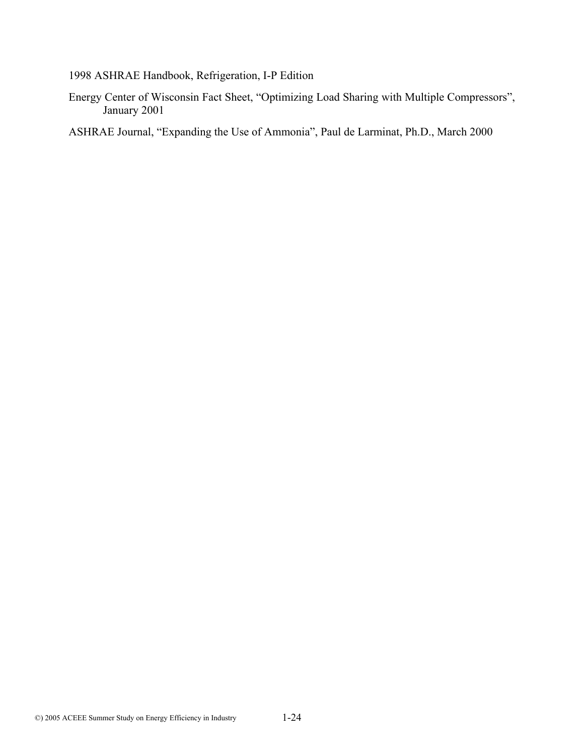1998 ASHRAE Handbook, Refrigeration, I-P Edition

Energy Center of Wisconsin Fact Sheet, "Optimizing Load Sharing with Multiple Compressors", January 2001

ASHRAE Journal, "Expanding the Use of Ammonia", Paul de Larminat, Ph.D., March 2000